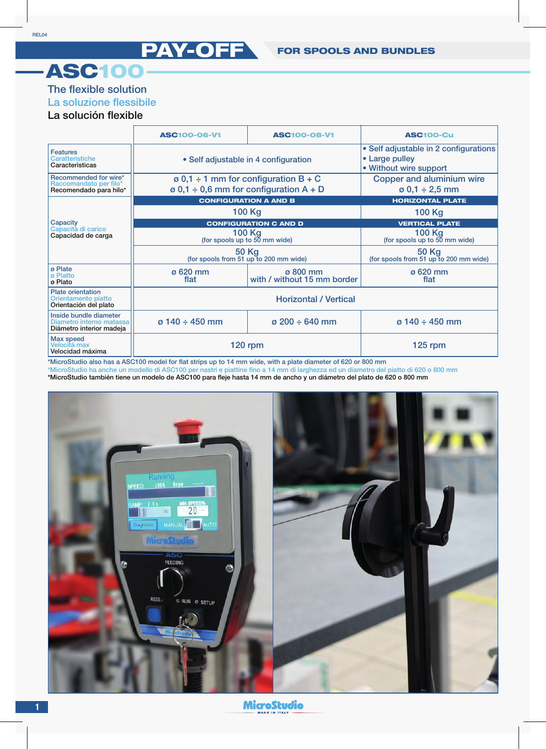# PAY-OFF

**FOR SPOOLS AND BUNDLES**

# ASC100

The flexible solution

La soluzione flessibile

La solución flexible

| | ASC100-06-V1 | ASC100-08-V1 | ASC100-Cu |
|---|---|---|---|
| Features / Caratteristiche / Caracteristicas | • Self adjustable in 4 configuration | | • Self adjustable in 2 configurations<br>• Large pulley<br>• Without wire support |
| Recommended for wire* / Raccomandato per filo* / Recomendado para hilo* | ø 0,1 ÷ 1 mm for configuration B + C<br>ø 0,1 ÷ 0,6 mm for configuration A + D | | Copper and aluminium wire<br>ø 0,1 ÷ 2,5 mm |
| Capacity / Capacità di carico / Capacidad de carga | **CONFIGURATION A AND B** | | **HORIZONTAL PLATE** |
| | 100 Kg | | 100 Kg |
| | **CONFIGURATION C AND D** | | **VERTICAL PLATE** |
| | 100 Kg (for spools up to 50 mm wide) | | 100 Kg (for spools up to 50 mm wide) |
| | 50 Kg (for spools from 51 up to 200 mm wide) | | 50 Kg (for spools from 51 up to 200 mm wide) |
| ø Plate / ø Piatto / ø Plato | ø 620 mm flat | ø 800 mm with / without 15 mm border | ø 620 mm flat |
| Plate orientation / Orientamento piatto / Orientación del plato | Horizontal / Vertical | | |
| Inside bundle diameter / Diametro interno matassa / Diámetro interior madeja | ø 140 ÷ 450 mm | ø 200 ÷ 640 mm | ø 140 ÷ 450 mm |
| Max speed / Velocità max / Velocidad máxima | 120 rpm | | 125 rpm |

*MicroStudio also has a ASC100 model for flat strips up to 14 mm wide, with a plate diameter of 620 or 800 mm

*MicroStudio ha anche un modello di ASC100 per nastri e piattine fino a 14 mm di larghezza ed un diametro del piatto di 620 o 800 mm

*MicroStudio también tiene un modelo de ASC100 para fleje hasta 14 mm de ancho y un diámetro del plato de 620 o 800 mm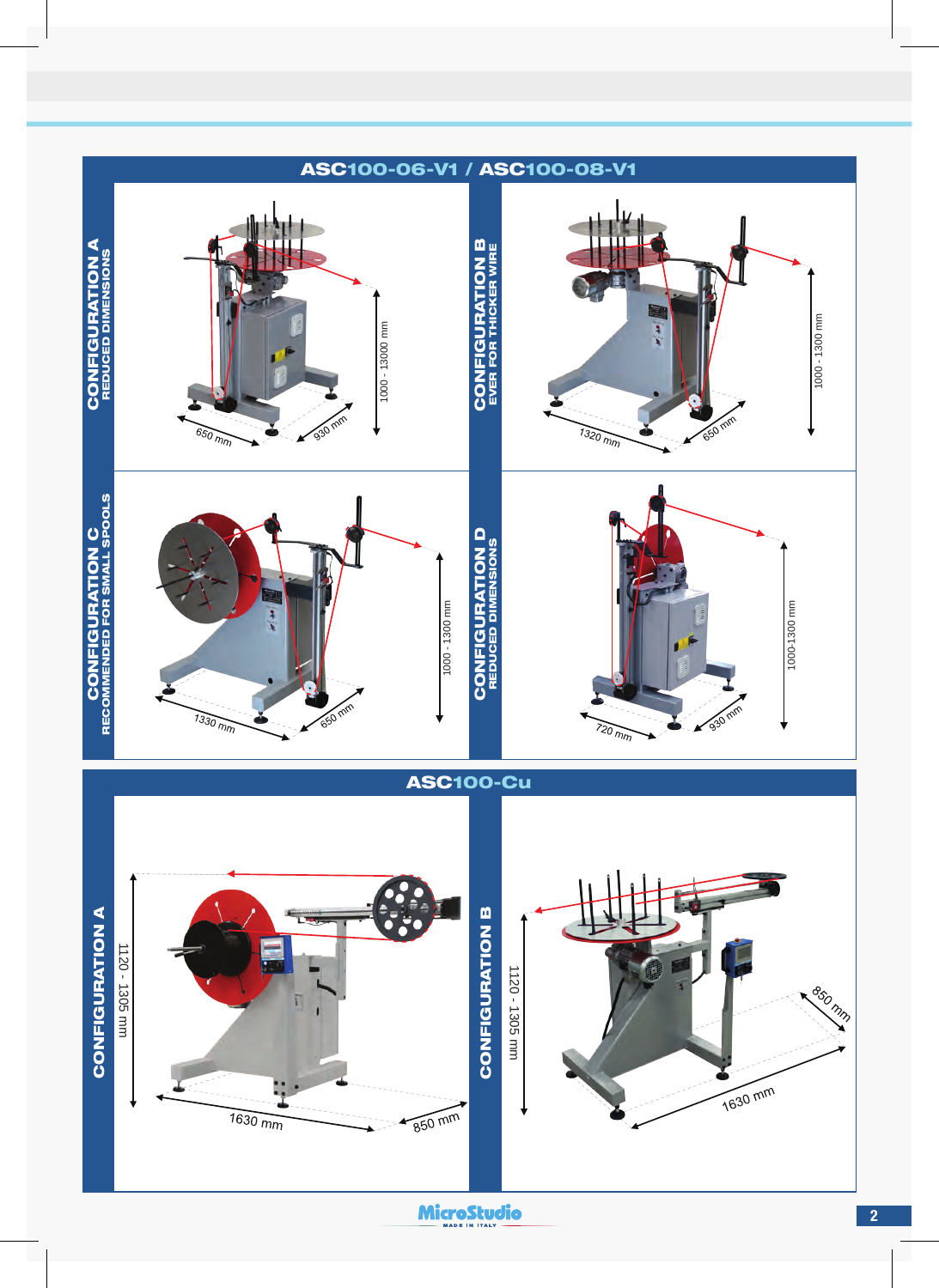## ASC100-06-V1 / ASC100-08-V1

**CONFIGURATION A**
REDUCED DIMENSIONS

650 mm
930 mm
1000 - 13000 mm

**CONFIGURATION B**
EVER FOR THICKER WIRE

1320 mm
650 mm
1000 - 1300 mm

**CONFIGURATION C**
RECOMMENDED FOR SMALL SPOOLS

1330 mm
650 mm
1000 - 1300 mm

**CONFIGURATION D**
REDUCED DIMENSIONS

720 mm
930 mm
1000-1300 mm

## ASC100-Cu

**CONFIGURATION A**

1120 - 1305 mm
1630 mm
850 mm

**CONFIGURATION B**

1120 - 1305 mm
1630 mm
850 mm

MicroStudio
MADE IN ITALY